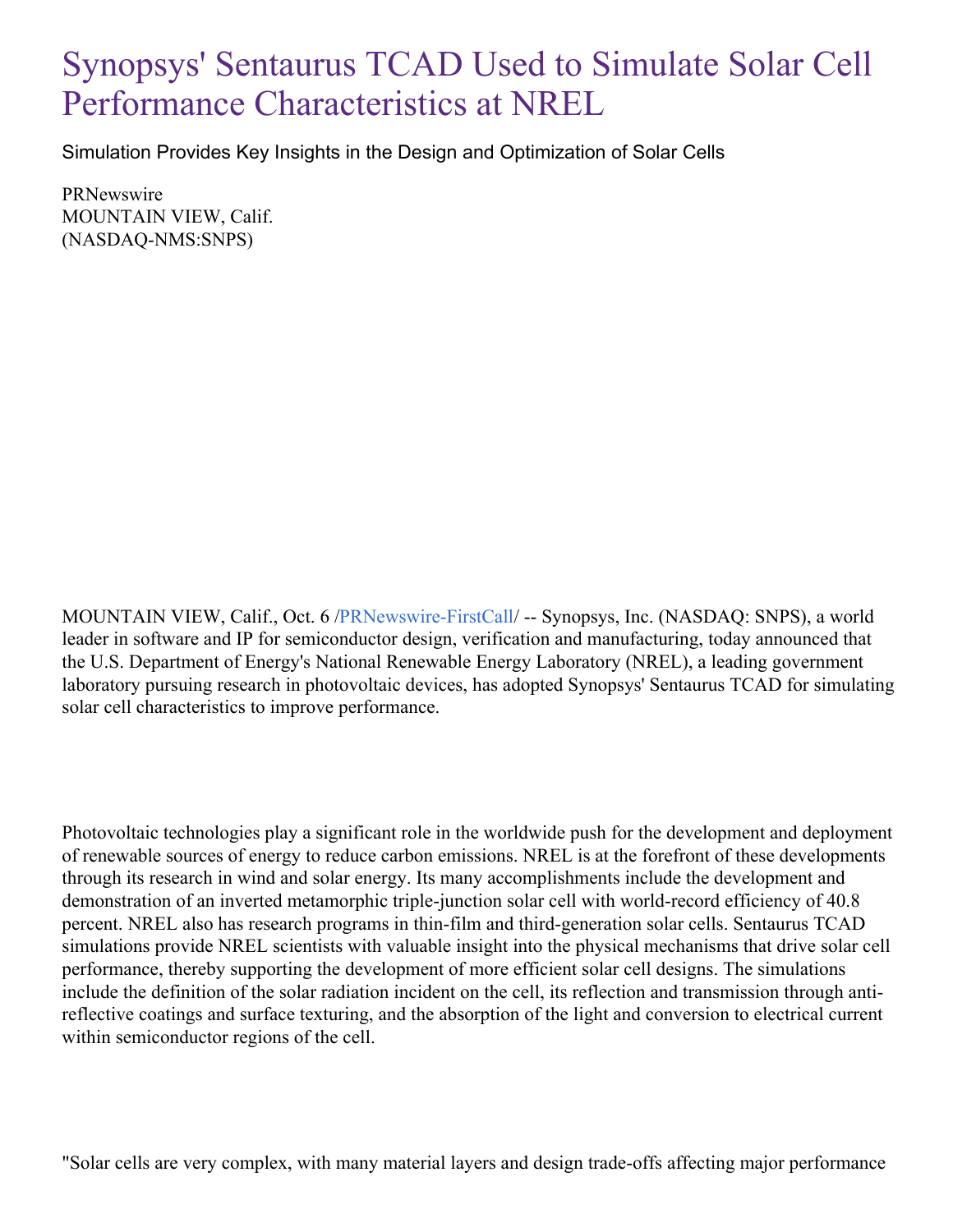# Synopsys' Sentaurus TCAD Used to Simulate Solar Cell Performance Characteristics at NREL

Simulation Provides Key Insights in the Design and Optimization of Solar Cells

PRNewswire
MOUNTAIN VIEW, Calif.
(NASDAQ-NMS:SNPS)

MOUNTAIN VIEW, Calif., Oct. 6 /PRNewswire-FirstCall/ -- Synopsys, Inc. (NASDAQ: SNPS), a world leader in software and IP for semiconductor design, verification and manufacturing, today announced that the U.S. Department of Energy's National Renewable Energy Laboratory (NREL), a leading government laboratory pursuing research in photovoltaic devices, has adopted Synopsys' Sentaurus TCAD for simulating solar cell characteristics to improve performance.

Photovoltaic technologies play a significant role in the worldwide push for the development and deployment of renewable sources of energy to reduce carbon emissions. NREL is at the forefront of these developments through its research in wind and solar energy. Its many accomplishments include the development and demonstration of an inverted metamorphic triple-junction solar cell with world-record efficiency of 40.8 percent. NREL also has research programs in thin-film and third-generation solar cells. Sentaurus TCAD simulations provide NREL scientists with valuable insight into the physical mechanisms that drive solar cell performance, thereby supporting the development of more efficient solar cell designs. The simulations include the definition of the solar radiation incident on the cell, its reflection and transmission through anti-reflective coatings and surface texturing, and the absorption of the light and conversion to electrical current within semiconductor regions of the cell.

"Solar cells are very complex, with many material layers and design trade-offs affecting major performance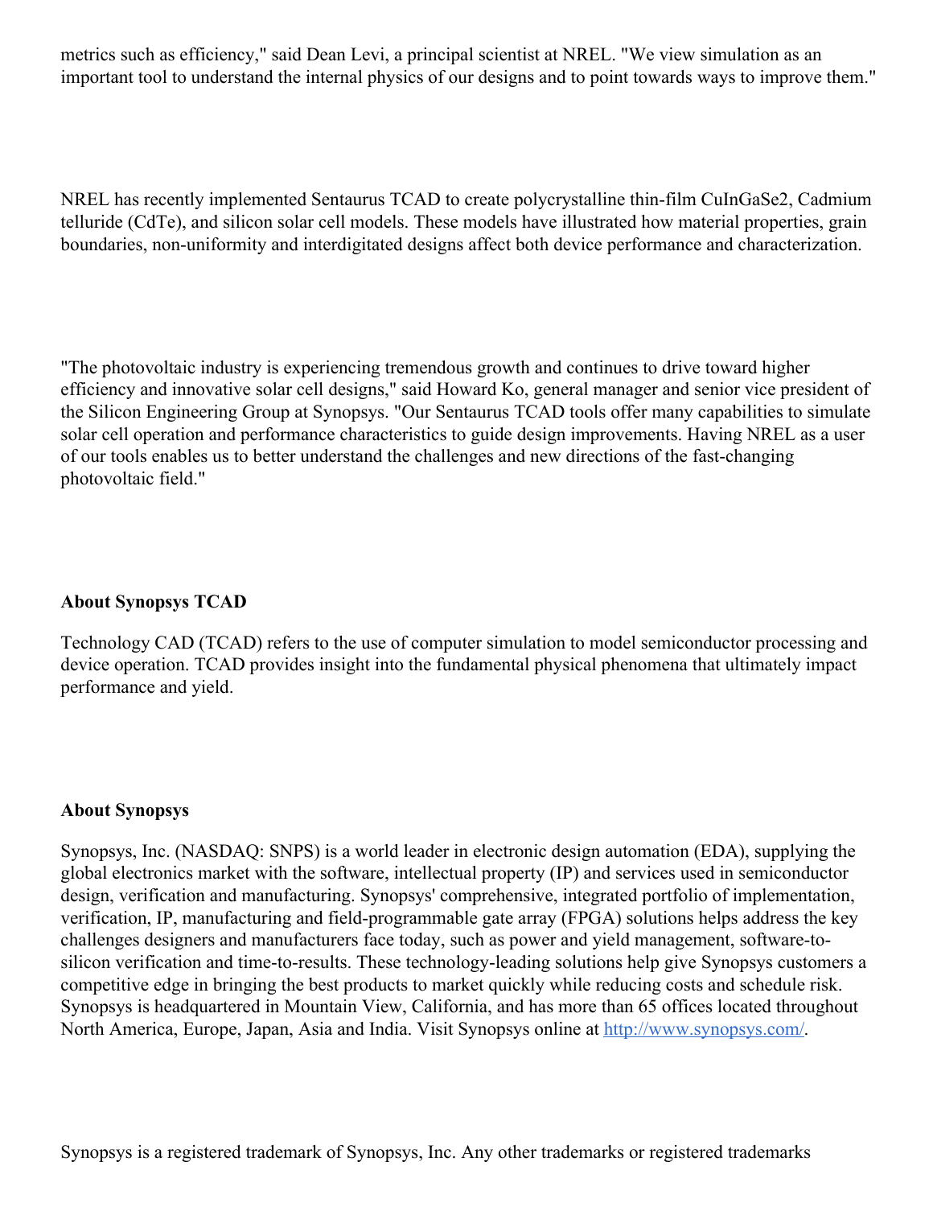metrics such as efficiency," said Dean Levi, a principal scientist at NREL. "We view simulation as an important tool to understand the internal physics of our designs and to point towards ways to improve them."

NREL has recently implemented Sentaurus TCAD to create polycrystalline thin-film $CuInGaSe_2$, Cadmium telluride (CdTe), and silicon solar cell models. These models have illustrated how material properties, grain boundaries, non-uniformity and interdigitated designs affect both device performance and characterization.

"The photovoltaic industry is experiencing tremendous growth and continues to drive toward higher efficiency and innovative solar cell designs," said Howard Ko, general manager and senior vice president of the Silicon Engineering Group at Synopsys. "Our Sentaurus TCAD tools offer many capabilities to simulate solar cell operation and performance characteristics to guide design improvements. Having NREL as a user of our tools enables us to better understand the challenges and new directions of the fast-changing photovoltaic field."

**About Synopsys TCAD**

Technology CAD (TCAD) refers to the use of computer simulation to model semiconductor processing and device operation. TCAD provides insight into the fundamental physical phenomena that ultimately impact performance and yield.

**About Synopsys**

Synopsys, Inc. (NASDAQ: SNPS) is a world leader in electronic design automation (EDA), supplying the global electronics market with the software, intellectual property (IP) and services used in semiconductor design, verification and manufacturing. Synopsys' comprehensive, integrated portfolio of implementation, verification, IP, manufacturing and field-programmable gate array (FPGA) solutions helps address the key challenges designers and manufacturers face today, such as power and yield management, software-to-silicon verification and time-to-results. These technology-leading solutions help give Synopsys customers a competitive edge in bringing the best products to market quickly while reducing costs and schedule risk. Synopsys is headquartered in Mountain View, California, and has more than 65 offices located throughout North America, Europe, Japan, Asia and India. Visit Synopsys online at [http://www.synopsys.com/](http://www.synopsys.com/).

Synopsys is a registered trademark of Synopsys, Inc. Any other trademarks or registered trademarks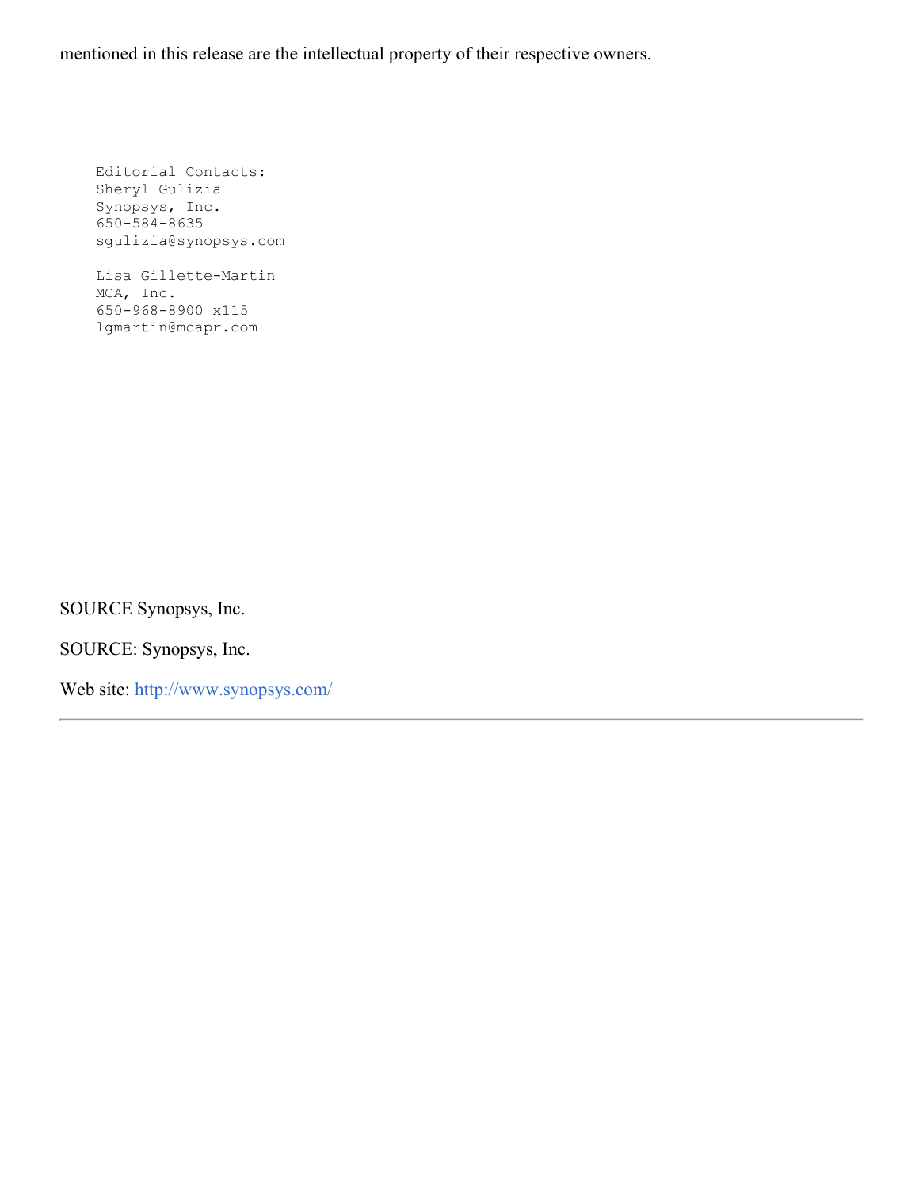mentioned in this release are the intellectual property of their respective owners.

```
Editorial Contacts:
Sheryl Gulizia
Synopsys, Inc.
650-584-8635
sgulizia@synopsys.com

Lisa Gillette-Martin
MCA, Inc.
650-968-8900 x115
lgmartin@mcapr.com
```

SOURCE Synopsys, Inc.

SOURCE: Synopsys, Inc.

Web site: http://www.synopsys.com/

---